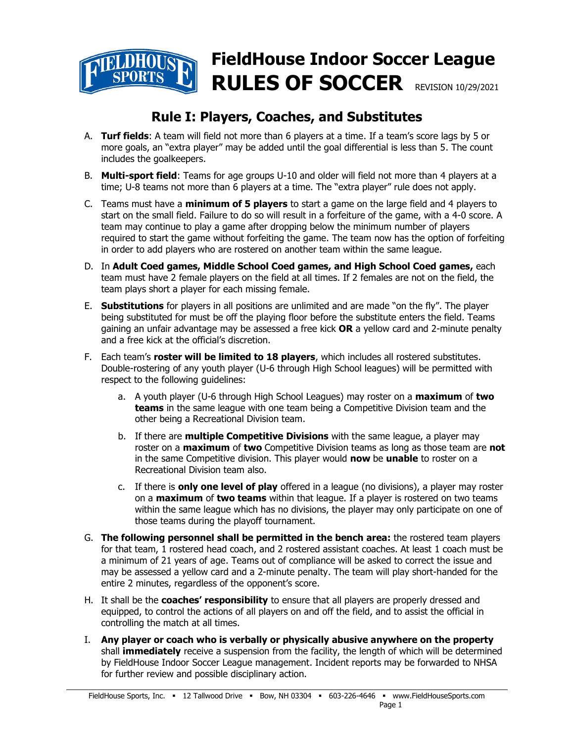# FieldHouse Indoor Soccer League
# RULES OF SOCCER

REVISION 10/29/2021

## Rule I: Players, Coaches, and Substitutes

A. **Turf fields**: A team will field not more than 6 players at a time. If a team's score lags by 5 or more goals, an "extra player" may be added until the goal differential is less than 5. The count includes the goalkeepers.

B. **Multi-sport field**: Teams for age groups U-10 and older will field not more than 4 players at a time; U-8 teams not more than 6 players at a time. The "extra player" rule does not apply.

C. Teams must have a **minimum of 5 players** to start a game on the large field and 4 players to start on the small field. Failure to do so will result in a forfeiture of the game, with a 4-0 score. A team may continue to play a game after dropping below the minimum number of players required to start the game without forfeiting the game. The team now has the option of forfeiting in order to add players who are rostered on another team within the same league.

D. In **Adult Coed games, Middle School Coed games, and High School Coed games,** each team must have 2 female players on the field at all times. If 2 females are not on the field, the team plays short a player for each missing female.

E. **Substitutions** for players in all positions are unlimited and are made "on the fly". The player being substituted for must be off the playing floor before the substitute enters the field. Teams gaining an unfair advantage may be assessed a free kick **OR** a yellow card and 2-minute penalty and a free kick at the official's discretion.

F. Each team's **roster will be limited to 18 players**, which includes all rostered substitutes. Double-rostering of any youth player (U-6 through High School leagues) will be permitted with respect to the following guidelines:

   a. A youth player (U-6 through High School Leagues) may roster on a **maximum** of **two teams** in the same league with one team being a Competitive Division team and the other being a Recreational Division team.

   b. If there are **multiple Competitive Divisions** with the same league, a player may roster on a **maximum** of **two** Competitive Division teams as long as those team are **not** in the same Competitive division. This player would **now** be **unable** to roster on a Recreational Division team also.

   c. If there is **only one level of play** offered in a league (no divisions), a player may roster on a **maximum** of **two teams** within that league. If a player is rostered on two teams within the same league which has no divisions, the player may only participate on one of those teams during the playoff tournament.

G. **The following personnel shall be permitted in the bench area:** the rostered team players for that team, 1 rostered head coach, and 2 rostered assistant coaches. At least 1 coach must be a minimum of 21 years of age. Teams out of compliance will be asked to correct the issue and may be assessed a yellow card and a 2-minute penalty. The team will play short-handed for the entire 2 minutes, regardless of the opponent's score.

H. It shall be the **coaches' responsibility** to ensure that all players are properly dressed and equipped, to control the actions of all players on and off the field, and to assist the official in controlling the match at all times.

I. **Any player or coach who is verbally or physically abusive anywhere on the property** shall **immediately** receive a suspension from the facility, the length of which will be determined by FieldHouse Indoor Soccer League management. Incident reports may be forwarded to NHSA for further review and possible disciplinary action.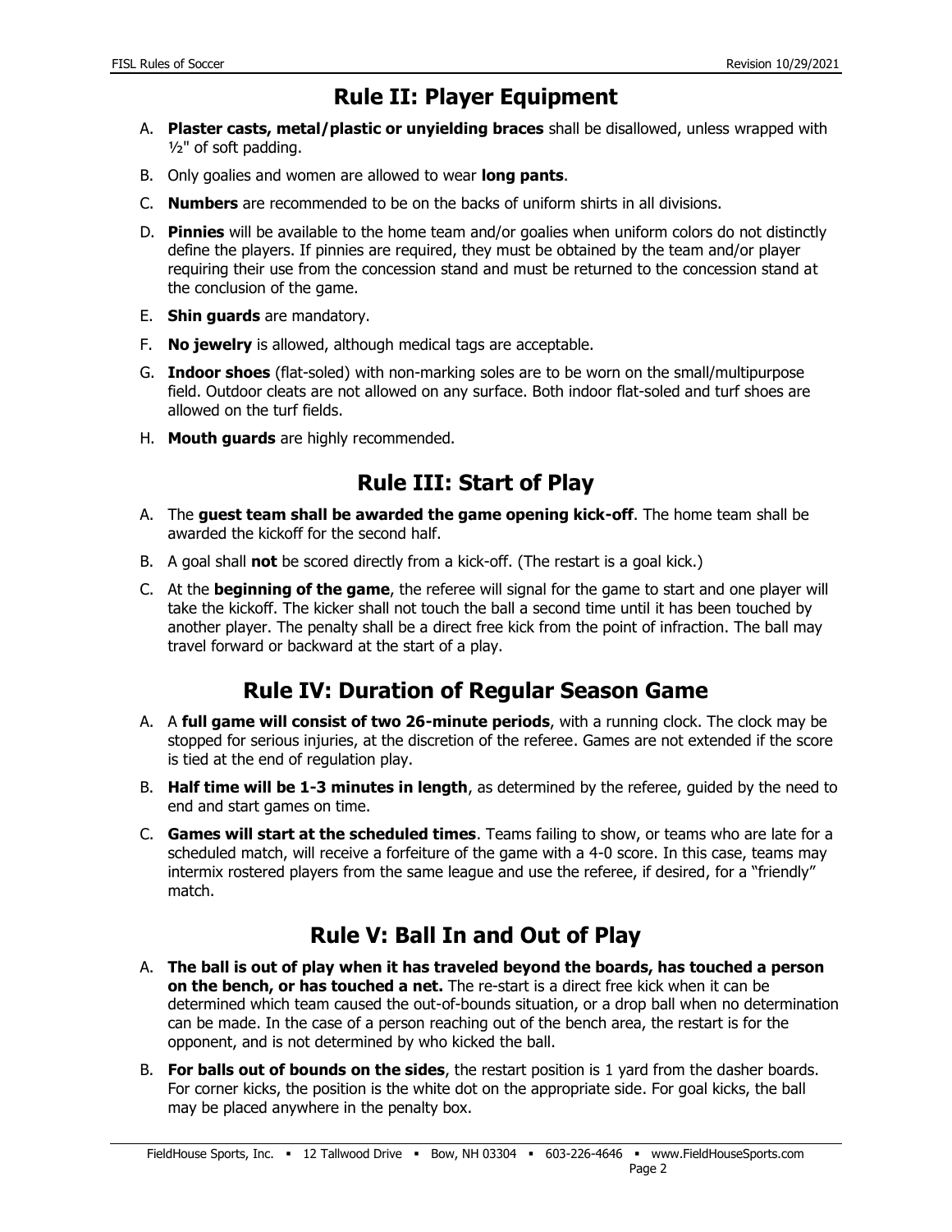## Rule II: Player Equipment

A. **Plaster casts, metal/plastic or unyielding braces** shall be disallowed, unless wrapped with ½" of soft padding.

B. Only goalies and women are allowed to wear **long pants**.

C. **Numbers** are recommended to be on the backs of uniform shirts in all divisions.

D. **Pinnies** will be available to the home team and/or goalies when uniform colors do not distinctly define the players. If pinnies are required, they must be obtained by the team and/or player requiring their use from the concession stand and must be returned to the concession stand at the conclusion of the game.

E. **Shin guards** are mandatory.

F. **No jewelry** is allowed, although medical tags are acceptable.

G. **Indoor shoes** (flat-soled) with non-marking soles are to be worn on the small/multipurpose field. Outdoor cleats are not allowed on any surface. Both indoor flat-soled and turf shoes are allowed on the turf fields.

H. **Mouth guards** are highly recommended.

## Rule III: Start of Play

A. The **guest team shall be awarded the game opening kick-off**. The home team shall be awarded the kickoff for the second half.

B. A goal shall **not** be scored directly from a kick-off. (The restart is a goal kick.)

C. At the **beginning of the game**, the referee will signal for the game to start and one player will take the kickoff. The kicker shall not touch the ball a second time until it has been touched by another player. The penalty shall be a direct free kick from the point of infraction. The ball may travel forward or backward at the start of a play.

## Rule IV: Duration of Regular Season Game

A. A **full game will consist of two 26-minute periods**, with a running clock. The clock may be stopped for serious injuries, at the discretion of the referee. Games are not extended if the score is tied at the end of regulation play.

B. **Half time will be 1-3 minutes in length**, as determined by the referee, guided by the need to end and start games on time.

C. **Games will start at the scheduled times**. Teams failing to show, or teams who are late for a scheduled match, will receive a forfeiture of the game with a 4-0 score. In this case, teams may intermix rostered players from the same league and use the referee, if desired, for a "friendly" match.

## Rule V: Ball In and Out of Play

A. **The ball is out of play when it has traveled beyond the boards, has touched a person on the bench, or has touched a net.** The re-start is a direct free kick when it can be determined which team caused the out-of-bounds situation, or a drop ball when no determination can be made. In the case of a person reaching out of the bench area, the restart is for the opponent, and is not determined by who kicked the ball.

B. **For balls out of bounds on the sides**, the restart position is 1 yard from the dasher boards. For corner kicks, the position is the white dot on the appropriate side. For goal kicks, the ball may be placed anywhere in the penalty box.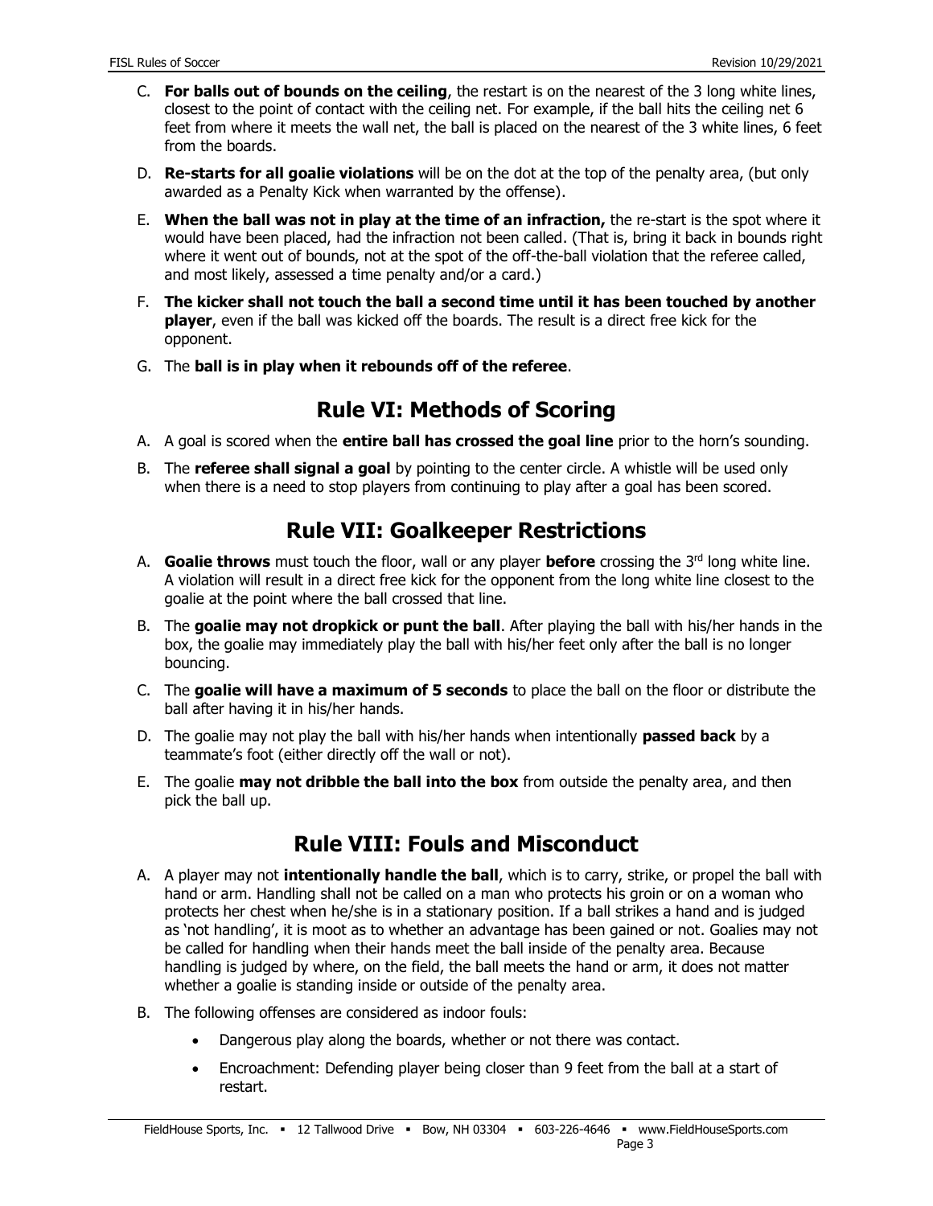C. **For balls out of bounds on the ceiling**, the restart is on the nearest of the 3 long white lines, closest to the point of contact with the ceiling net. For example, if the ball hits the ceiling net 6 feet from where it meets the wall net, the ball is placed on the nearest of the 3 white lines, 6 feet from the boards.

D. **Re-starts for all goalie violations** will be on the dot at the top of the penalty area, (but only awarded as a Penalty Kick when warranted by the offense).

E. **When the ball was not in play at the time of an infraction,** the re-start is the spot where it would have been placed, had the infraction not been called. (That is, bring it back in bounds right where it went out of bounds, not at the spot of the off-the-ball violation that the referee called, and most likely, assessed a time penalty and/or a card.)

F. **The kicker shall not touch the ball a second time until it has been touched by another player**, even if the ball was kicked off the boards. The result is a direct free kick for the opponent.

G. The **ball is in play when it rebounds off of the referee**.

## Rule VI: Methods of Scoring

A. A goal is scored when the **entire ball has crossed the goal line** prior to the horn's sounding.

B. The **referee shall signal a goal** by pointing to the center circle. A whistle will be used only when there is a need to stop players from continuing to play after a goal has been scored.

## Rule VII: Goalkeeper Restrictions

A. **Goalie throws** must touch the floor, wall or any player **before** crossing the 3rd long white line. A violation will result in a direct free kick for the opponent from the long white line closest to the goalie at the point where the ball crossed that line.

B. The **goalie may not dropkick or punt the ball**. After playing the ball with his/her hands in the box, the goalie may immediately play the ball with his/her feet only after the ball is no longer bouncing.

C. The **goalie will have a maximum of 5 seconds** to place the ball on the floor or distribute the ball after having it in his/her hands.

D. The goalie may not play the ball with his/her hands when intentionally **passed back** by a teammate's foot (either directly off the wall or not).

E. The goalie **may not dribble the ball into the box** from outside the penalty area, and then pick the ball up.

## Rule VIII: Fouls and Misconduct

A. A player may not **intentionally handle the ball**, which is to carry, strike, or propel the ball with hand or arm. Handling shall not be called on a man who protects his groin or on a woman who protects her chest when he/she is in a stationary position. If a ball strikes a hand and is judged as 'not handling', it is moot as to whether an advantage has been gained or not. Goalies may not be called for handling when their hands meet the ball inside of the penalty area. Because handling is judged by where, on the field, the ball meets the hand or arm, it does not matter whether a goalie is standing inside or outside of the penalty area.

B. The following offenses are considered as indoor fouls:

- Dangerous play along the boards, whether or not there was contact.
- Encroachment: Defending player being closer than 9 feet from the ball at a start of restart.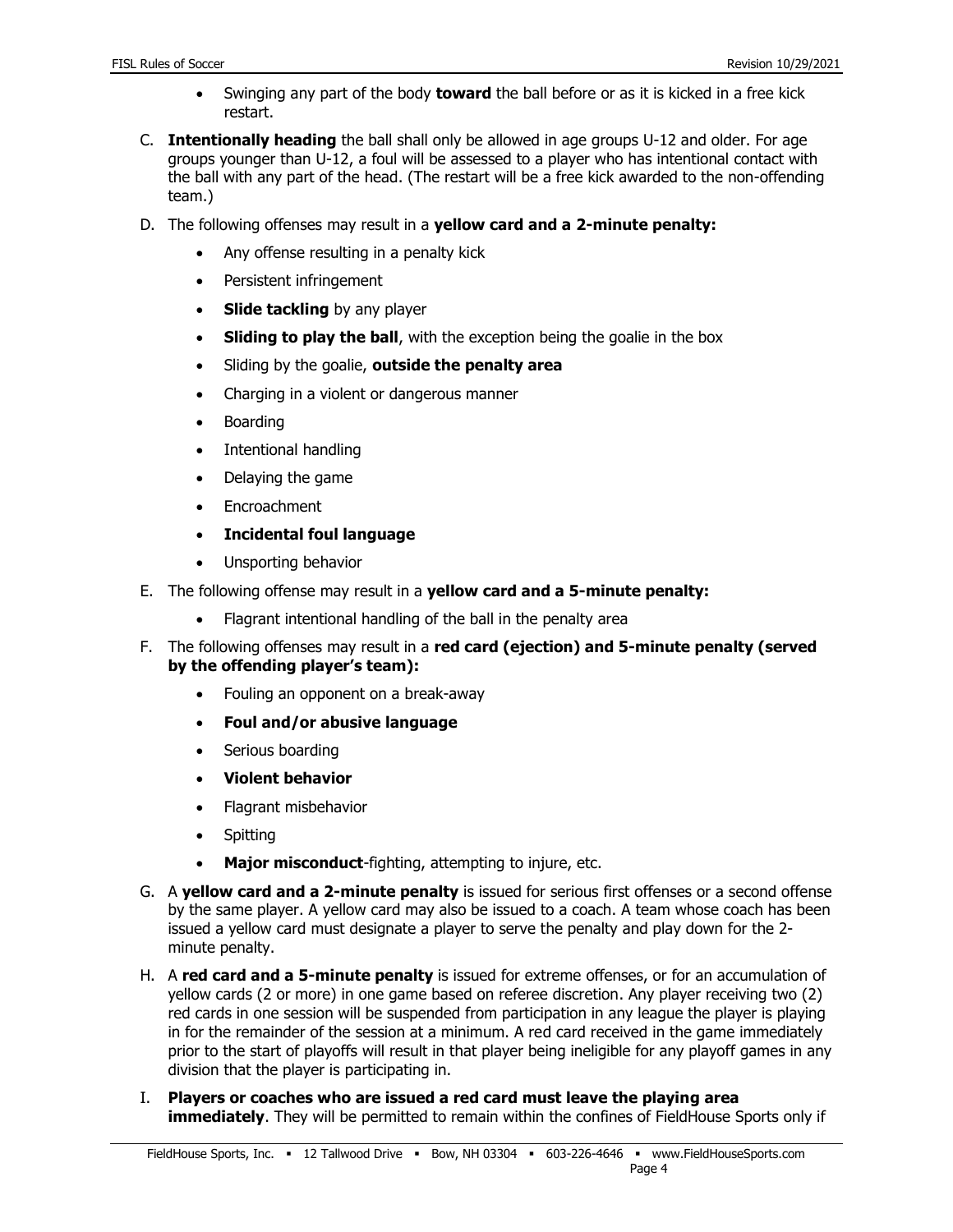- Swinging any part of the body **toward** the ball before or as it is kicked in a free kick restart.

C. **Intentionally heading** the ball shall only be allowed in age groups U-12 and older. For age groups younger than U-12, a foul will be assessed to a player who has intentional contact with the ball with any part of the head. (The restart will be a free kick awarded to the non-offending team.)

D. The following offenses may result in a **yellow card and a 2-minute penalty:**

- Any offense resulting in a penalty kick
- Persistent infringement
- **Slide tackling** by any player
- **Sliding to play the ball**, with the exception being the goalie in the box
- Sliding by the goalie, **outside the penalty area**
- Charging in a violent or dangerous manner
- Boarding
- Intentional handling
- Delaying the game
- Encroachment
- **Incidental foul language**
- Unsporting behavior

E. The following offense may result in a **yellow card and a 5-minute penalty:**

- Flagrant intentional handling of the ball in the penalty area

F. The following offenses may result in a **red card (ejection) and 5-minute penalty (served by the offending player's team):**

- Fouling an opponent on a break-away
- **Foul and/or abusive language**
- Serious boarding
- **Violent behavior**
- Flagrant misbehavior
- Spitting
- **Major misconduct**-fighting, attempting to injure, etc.

G. A **yellow card and a 2-minute penalty** is issued for serious first offenses or a second offense by the same player. A yellow card may also be issued to a coach. A team whose coach has been issued a yellow card must designate a player to serve the penalty and play down for the 2-minute penalty.

H. A **red card and a 5-minute penalty** is issued for extreme offenses, or for an accumulation of yellow cards (2 or more) in one game based on referee discretion. Any player receiving two (2) red cards in one session will be suspended from participation in any league the player is playing in for the remainder of the session at a minimum. A red card received in the game immediately prior to the start of playoffs will result in that player being ineligible for any playoff games in any division that the player is participating in.

I. **Players or coaches who are issued a red card must leave the playing area immediately**. They will be permitted to remain within the confines of FieldHouse Sports only if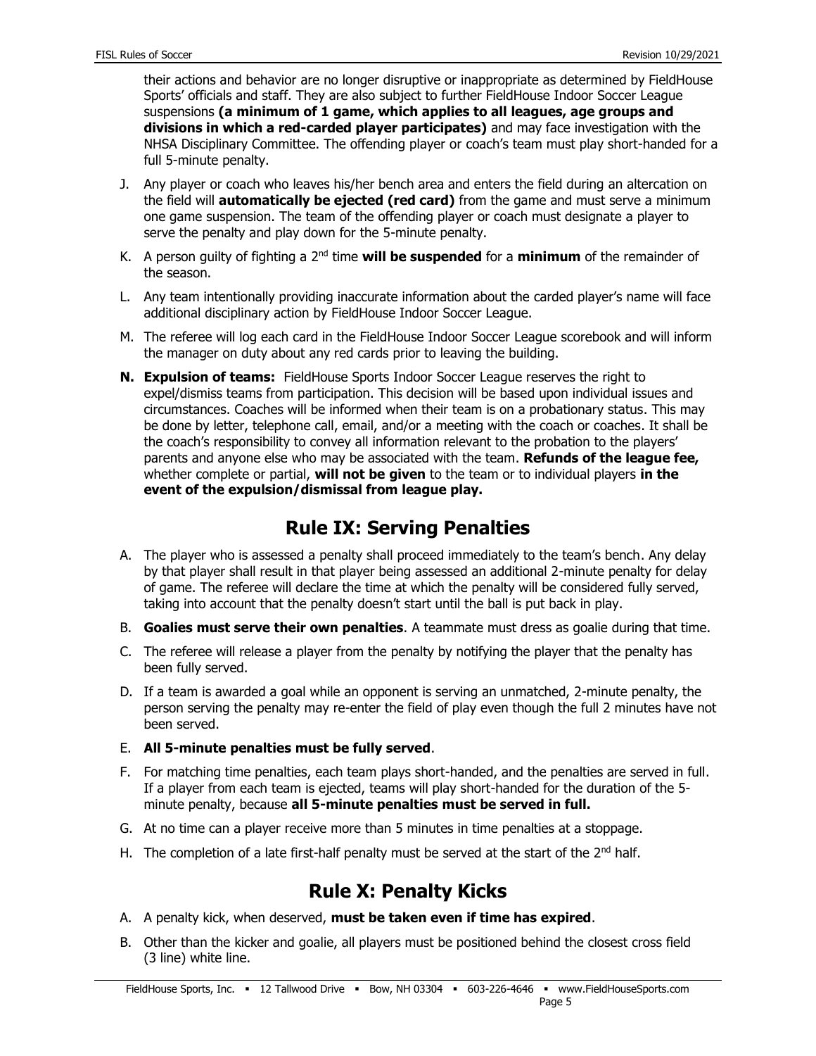their actions and behavior are no longer disruptive or inappropriate as determined by FieldHouse Sports' officials and staff. They are also subject to further FieldHouse Indoor Soccer League suspensions **(a minimum of 1 game, which applies to all leagues, age groups and divisions in which a red-carded player participates)** and may face investigation with the NHSA Disciplinary Committee. The offending player or coach's team must play short-handed for a full 5-minute penalty.

J. Any player or coach who leaves his/her bench area and enters the field during an altercation on the field will **automatically be ejected (red card)** from the game and must serve a minimum one game suspension. The team of the offending player or coach must designate a player to serve the penalty and play down for the 5-minute penalty.

K. A person guilty of fighting a 2nd time **will be suspended** for a **minimum** of the remainder of the season.

L. Any team intentionally providing inaccurate information about the carded player's name will face additional disciplinary action by FieldHouse Indoor Soccer League.

M. The referee will log each card in the FieldHouse Indoor Soccer League scorebook and will inform the manager on duty about any red cards prior to leaving the building.

**N. Expulsion of teams:** FieldHouse Sports Indoor Soccer League reserves the right to expel/dismiss teams from participation. This decision will be based upon individual issues and circumstances. Coaches will be informed when their team is on a probationary status. This may be done by letter, telephone call, email, and/or a meeting with the coach or coaches. It shall be the coach's responsibility to convey all information relevant to the probation to the players' parents and anyone else who may be associated with the team. **Refunds of the league fee,** whether complete or partial, **will not be given** to the team or to individual players **in the event of the expulsion/dismissal from league play.**

## Rule IX: Serving Penalties

A. The player who is assessed a penalty shall proceed immediately to the team's bench. Any delay by that player shall result in that player being assessed an additional 2-minute penalty for delay of game. The referee will declare the time at which the penalty will be considered fully served, taking into account that the penalty doesn't start until the ball is put back in play.

B. **Goalies must serve their own penalties**. A teammate must dress as goalie during that time.

C. The referee will release a player from the penalty by notifying the player that the penalty has been fully served.

D. If a team is awarded a goal while an opponent is serving an unmatched, 2-minute penalty, the person serving the penalty may re-enter the field of play even though the full 2 minutes have not been served.

E. **All 5-minute penalties must be fully served**.

F. For matching time penalties, each team plays short-handed, and the penalties are served in full. If a player from each team is ejected, teams will play short-handed for the duration of the 5-minute penalty, because **all 5-minute penalties must be served in full.**

G. At no time can a player receive more than 5 minutes in time penalties at a stoppage.

H. The completion of a late first-half penalty must be served at the start of the 2nd half.

## Rule X: Penalty Kicks

A. A penalty kick, when deserved, **must be taken even if time has expired**.

B. Other than the kicker and goalie, all players must be positioned behind the closest cross field (3 line) white line.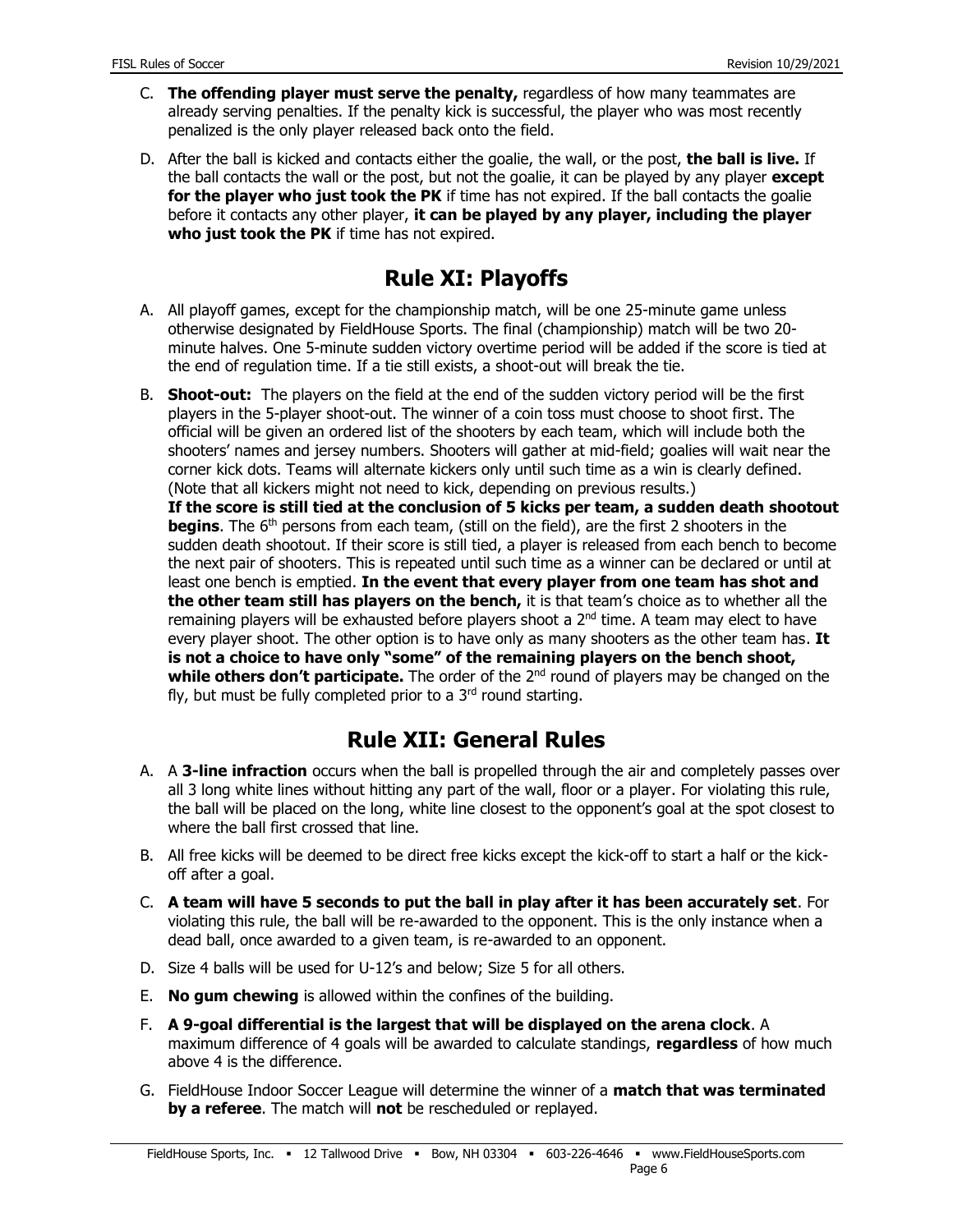C. **The offending player must serve the penalty,** regardless of how many teammates are already serving penalties. If the penalty kick is successful, the player who was most recently penalized is the only player released back onto the field.

D. After the ball is kicked and contacts either the goalie, the wall, or the post, **the ball is live.** If the ball contacts the wall or the post, but not the goalie, it can be played by any player **except for the player who just took the PK** if time has not expired. If the ball contacts the goalie before it contacts any other player, **it can be played by any player, including the player who just took the PK** if time has not expired.

## Rule XI: Playoffs

A. All playoff games, except for the championship match, will be one 25-minute game unless otherwise designated by FieldHouse Sports. The final (championship) match will be two 20-minute halves. One 5-minute sudden victory overtime period will be added if the score is tied at the end of regulation time. If a tie still exists, a shoot-out will break the tie.

B. **Shoot-out:** The players on the field at the end of the sudden victory period will be the first players in the 5-player shoot-out. The winner of a coin toss must choose to shoot first. The official will be given an ordered list of the shooters by each team, which will include both the shooters' names and jersey numbers. Shooters will gather at mid-field; goalies will wait near the corner kick dots. Teams will alternate kickers only until such time as a win is clearly defined. (Note that all kickers might not need to kick, depending on previous results.)
**If the score is still tied at the conclusion of 5 kicks per team, a sudden death shootout begins**. The 6th persons from each team, (still on the field), are the first 2 shooters in the sudden death shootout. If their score is still tied, a player is released from each bench to become the next pair of shooters. This is repeated until such time as a winner can be declared or until at least one bench is emptied. **In the event that every player from one team has shot and the other team still has players on the bench,** it is that team's choice as to whether all the remaining players will be exhausted before players shoot a 2nd time. A team may elect to have every player shoot. The other option is to have only as many shooters as the other team has. **It is not a choice to have only "some" of the remaining players on the bench shoot, while others don't participate.** The order of the 2nd round of players may be changed on the fly, but must be fully completed prior to a 3rd round starting.

## Rule XII: General Rules

A. A **3-line infraction** occurs when the ball is propelled through the air and completely passes over all 3 long white lines without hitting any part of the wall, floor or a player. For violating this rule, the ball will be placed on the long, white line closest to the opponent's goal at the spot closest to where the ball first crossed that line.

B. All free kicks will be deemed to be direct free kicks except the kick-off to start a half or the kick-off after a goal.

C. **A team will have 5 seconds to put the ball in play after it has been accurately set**. For violating this rule, the ball will be re-awarded to the opponent. This is the only instance when a dead ball, once awarded to a given team, is re-awarded to an opponent.

D. Size 4 balls will be used for U-12's and below; Size 5 for all others.

E. **No gum chewing** is allowed within the confines of the building.

F. **A 9-goal differential is the largest that will be displayed on the arena clock**. A maximum difference of 4 goals will be awarded to calculate standings, **regardless** of how much above 4 is the difference.

G. FieldHouse Indoor Soccer League will determine the winner of a **match that was terminated by a referee**. The match will **not** be rescheduled or replayed.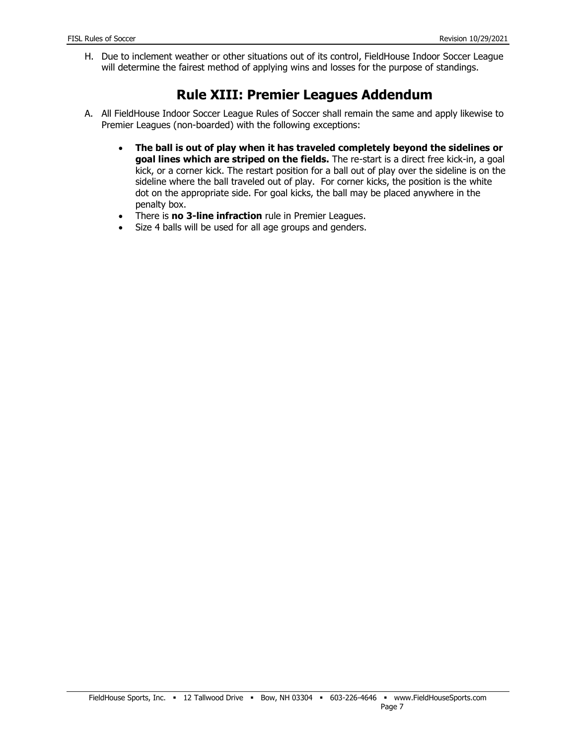H. Due to inclement weather or other situations out of its control, FieldHouse Indoor Soccer League will determine the fairest method of applying wins and losses for the purpose of standings.

## Rule XIII: Premier Leagues Addendum

A. All FieldHouse Indoor Soccer League Rules of Soccer shall remain the same and apply likewise to Premier Leagues (non-boarded) with the following exceptions:

- **The ball is out of play when it has traveled completely beyond the sidelines or goal lines which are striped on the fields.** The re-start is a direct free kick-in, a goal kick, or a corner kick. The restart position for a ball out of play over the sideline is on the sideline where the ball traveled out of play. For corner kicks, the position is the white dot on the appropriate side. For goal kicks, the ball may be placed anywhere in the penalty box.
- There is **no 3-line infraction** rule in Premier Leagues.
- Size 4 balls will be used for all age groups and genders.